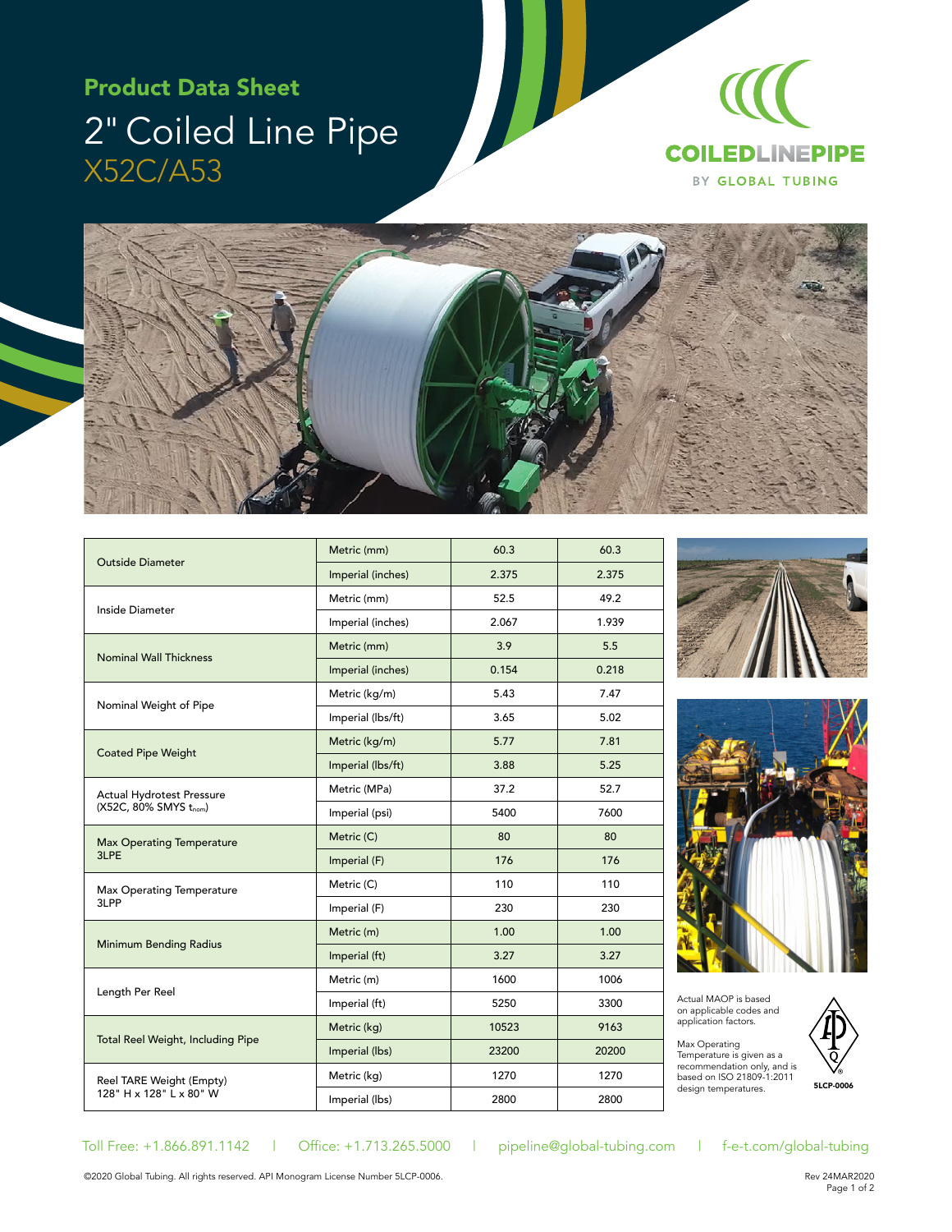## Product Data Sheet

# 2" Coiled Line Pipe

## X52C/A53

COILEDLINEPIPE BY GLOBAL TUBING

| | | | |
|---|---|---|---|
| Outside Diameter | Metric (mm) | 60.3 | 60.3 |
| | Imperial (inches) | 2.375 | 2.375 |
| Inside Diameter | Metric (mm) | 52.5 | 49.2 |
| | Imperial (inches) | 2.067 | 1.939 |
| Nominal Wall Thickness | Metric (mm) | 3.9 | 5.5 |
| | Imperial (inches) | 0.154 | 0.218 |
| Nominal Weight of Pipe | Metric (kg/m) | 5.43 | 7.47 |
| | Imperial (lbs/ft) | 3.65 | 5.02 |
| Coated Pipe Weight | Metric (kg/m) | 5.77 | 7.81 |
| | Imperial (lbs/ft) | 3.88 | 5.25 |
| Actual Hydrotest Pressure (X52C, 80% SMYS $t_{nom}$) | Metric (MPa) | 37.2 | 52.7 |
| | Imperial (psi) | 5400 | 7600 |
| Max Operating Temperature 3LPE | Metric (C) | 80 | 80 |
| | Imperial (F) | 176 | 176 |
| Max Operating Temperature 3LPP | Metric (C) | 110 | 110 |
| | Imperial (F) | 230 | 230 |
| Minimum Bending Radius | Metric (m) | 1.00 | 1.00 |
| | Imperial (ft) | 3.27 | 3.27 |
| Length Per Reel | Metric (m) | 1600 | 1006 |
| | Imperial (ft) | 5250 | 3300 |
| Total Reel Weight, Including Pipe | Metric (kg) | 10523 | 9163 |
| | Imperial (lbs) | 23200 | 20200 |
| Reel TARE Weight (Empty) 128" H x 128" L x 80" W | Metric (kg) | 1270 | 1270 |
| | Imperial (lbs) | 2800 | 2800 |

Actual MAOP is based on applicable codes and application factors.

Max Operating Temperature is given as a recommendation only, and is based on ISO 21809-1:2011 design temperatures.

5LCP-0006

Toll Free: +1.866.891.1142 | Office: +1.713.265.5000 | pipeline@global-tubing.com | f-e-t.com/global-tubing

©2020 Global Tubing. All rights reserved. API Monogram License Number 5LCP-0006.

Rev 24MAR2020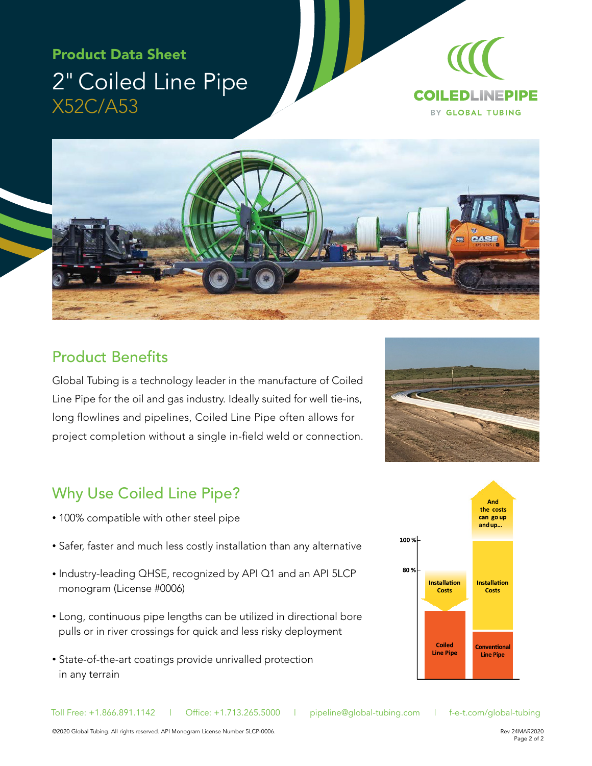## Product Data Sheet

# 2" Coiled Line Pipe

X52C/A53

COILEDLINEPIPE

BY GLOBAL TUBING

## Product Benefits

Global Tubing is a technology leader in the manufacture of Coiled Line Pipe for the oil and gas industry. Ideally suited for well tie-ins, long flowlines and pipelines, Coiled Line Pipe often allows for project completion without a single in-field weld or connection.

## Why Use Coiled Line Pipe?

- 100% compatible with other steel pipe
- Safer, faster and much less costly installation than any alternative
- Industry-leading QHSE, recognized by API Q1 and an API 5LCP monogram (License #0006)
- Long, continuous pipe lengths can be utilized in directional bore pulls or in river crossings for quick and less risky deployment
- State-of-the-art coatings provide unrivalled protection in any terrain

And the costs can go up and up...

100 %

80 %

Installation Costs

Installation Costs

Coiled Line Pipe

Conventional Line Pipe

Toll Free: +1.866.891.1142 | Office: +1.713.265.5000 | pipeline@global-tubing.com | f-e-t.com/global-tubing

©2020 Global Tubing. All rights reserved. API Monogram License Number 5LCP-0006.

Rev 24MAR2020